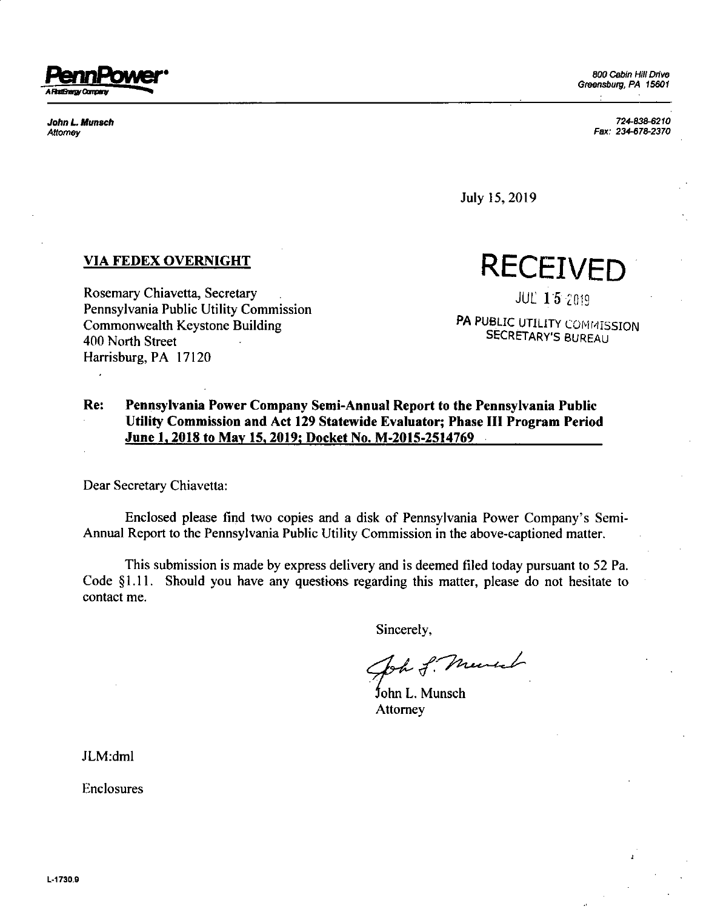**PennPower**
A FirstEnergy Company

800 Cabin Hill Drive
Greensburg, PA 15601

*John L. Munsch*
*Attorney*

724-838-6210
Fax: 234-678-2370

July 15, 2019

**VIA FEDEX OVERNIGHT**

RECEIVED
JUL 15 2019
PA PUBLIC UTILITY COMMISSION
SECRETARY'S BUREAU

Rosemary Chiavetta, Secretary
Pennsylvania Public Utility Commission
Commonwealth Keystone Building
400 North Street
Harrisburg, PA 17120

**Re: Pennsylvania Power Company Semi-Annual Report to the Pennsylvania Public Utility Commission and Act 129 Statewide Evaluator; Phase III Program Period June 1, 2018 to May 15, 2019; Docket No. M-2015-2514769**

Dear Secretary Chiavetta:

Enclosed please find two copies and a disk of Pennsylvania Power Company's Semi-Annual Report to the Pennsylvania Public Utility Commission in the above-captioned matter.

This submission is made by express delivery and is deemed filed today pursuant to 52 Pa. Code §1.11. Should you have any questions regarding this matter, please do not hesitate to contact me.

Sincerely,

John L. Munsch
Attorney

JLM:dml

Enclosures

L-1730.9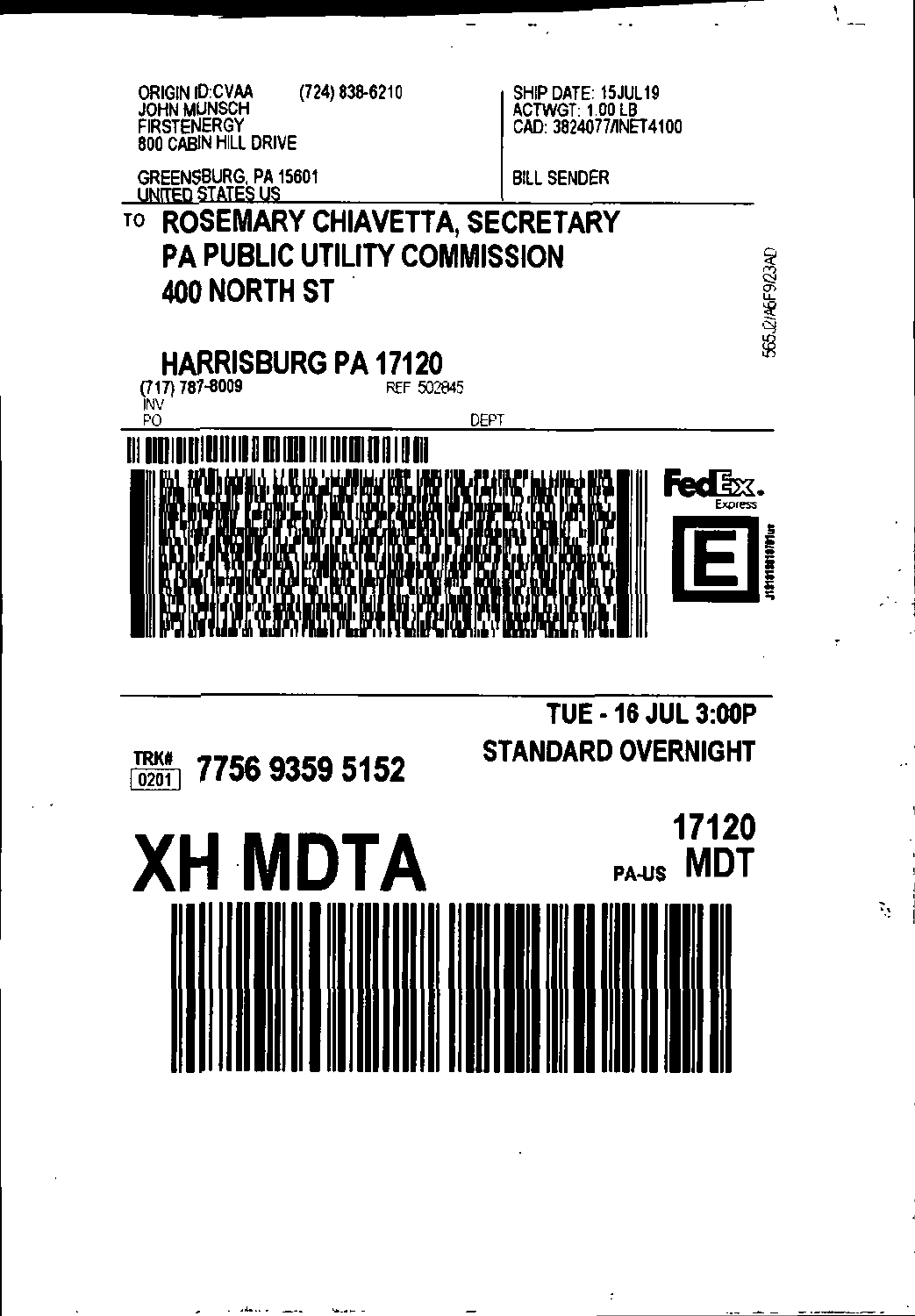ORIGIN ID:CVAA (724) 838-6210
JOHN MUNSCH
FIRSTENERGY
800 CABIN HILL DRIVE

GREENSBURG, PA 15601
UNITED STATES US

SHIP DATE: 15JUL19
ACTWGT: 1.00 LB
CAD: 3824077/INET4100

BILL SENDER

TO **ROSEMARY CHIAVETTA, SECRETARY**
**PA PUBLIC UTILITY COMMISSION**
**400 NORTH ST**

**HARRISBURG PA 17120**

(717) 787-8009 REF 502845
INV
PO DEPT

565J2/A6F9/23AD

FedEx. Express

E

J191019070101uv

**TUE - 16 JUL 3:00P**
**STANDARD OVERNIGHT**

TRK# 0201 **7756 9359 5152**

# XH MDTA

**17120**
PA-US **MDT**